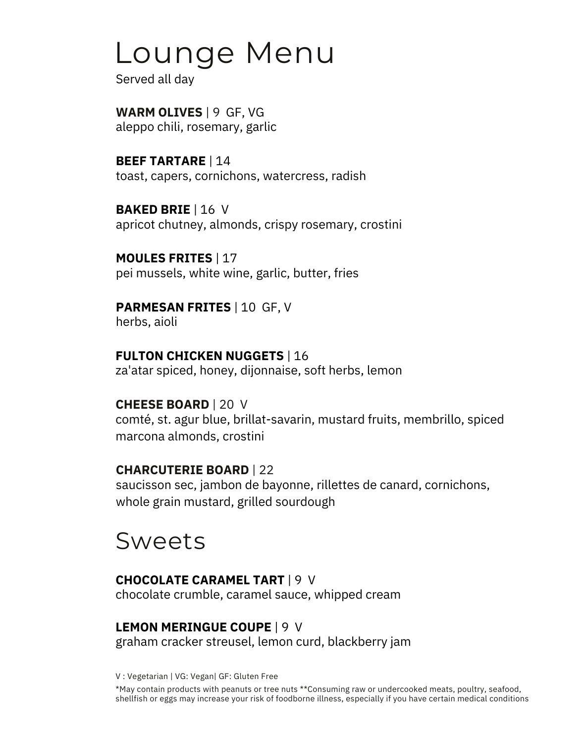# Lounge Menu

Served all day

**WARM OLIVES** | 9 GF, VG
aleppo chili, rosemary, garlic

**BEEF TARTARE** | 14
toast, capers, cornichons, watercress, radish

**BAKED BRIE** | 16 V
apricot chutney, almonds, crispy rosemary, crostini

**MOULES FRITES** | 17
pei mussels, white wine, garlic, butter, fries

**PARMESAN FRITES** | 10 GF, V
herbs, aioli

**FULTON CHICKEN NUGGETS** | 16
za'atar spiced, honey, dijonnaise, soft herbs, lemon

**CHEESE BOARD** | 20 V
comté, st. agur blue, brillat-savarin, mustard fruits, membrillo, spiced marcona almonds, crostini

**CHARCUTERIE BOARD** | 22
saucisson sec, jambon de bayonne, rillettes de canard, cornichons, whole grain mustard, grilled sourdough

# Sweets

**CHOCOLATE CARAMEL TART** | 9 V
chocolate crumble, caramel sauce, whipped cream

**LEMON MERINGUE COUPE** | 9 V
graham cracker streusel, lemon curd, blackberry jam

V : Vegetarian | VG: Vegan| GF: Gluten Free

*May contain products with peanuts or tree nuts **Consuming raw or undercooked meats, poultry, seafood, shellfish or eggs may increase your risk of foodborne illness, especially if you have certain medical conditions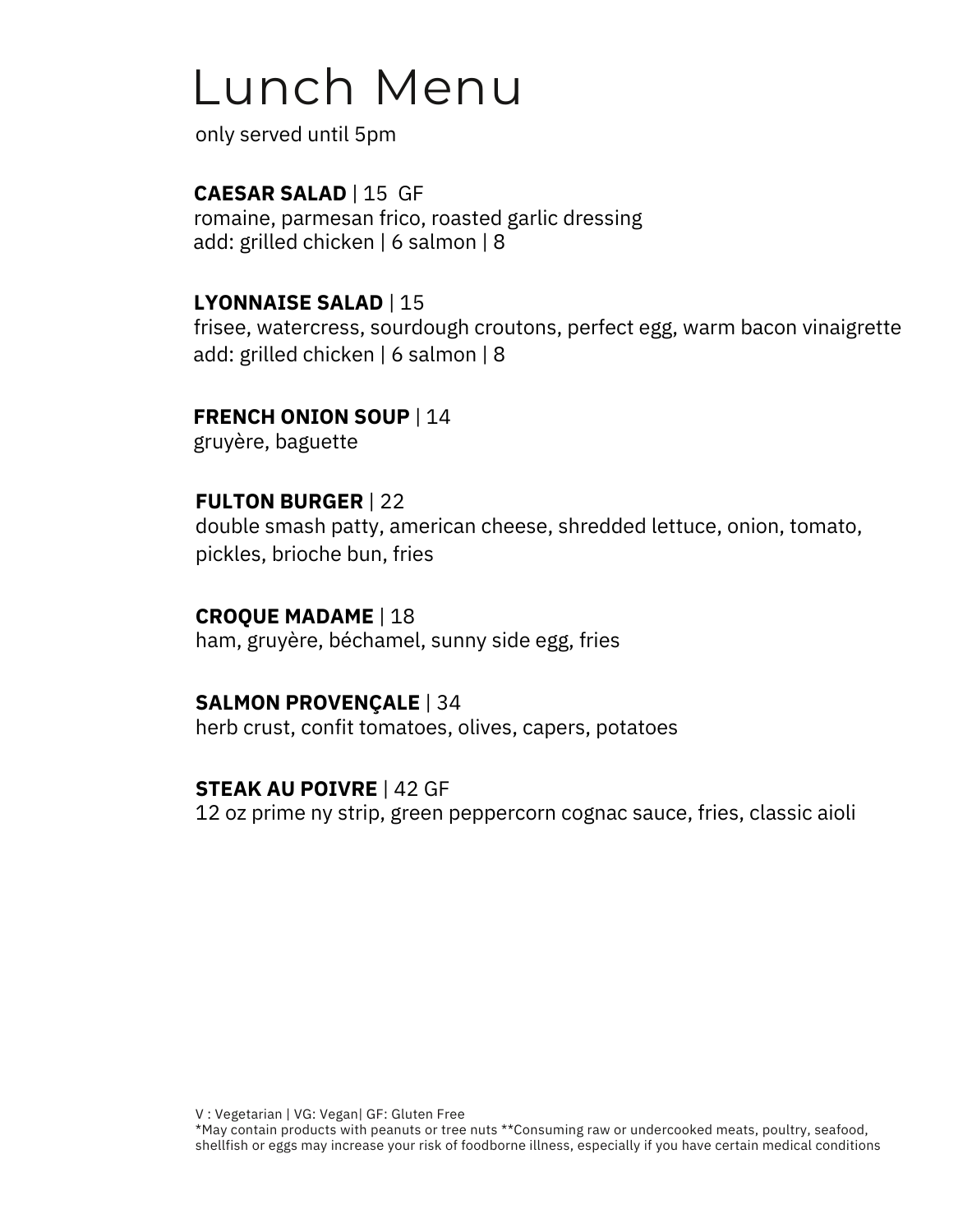# Lunch Menu

only served until 5pm

**CAESAR SALAD** | 15 GF
romaine, parmesan frico, roasted garlic dressing
add: grilled chicken | 6 salmon | 8

**LYONNAISE SALAD** | 15
frisee, watercress, sourdough croutons, perfect egg, warm bacon vinaigrette
add: grilled chicken | 6 salmon | 8

**FRENCH ONION SOUP** | 14
gruyère, baguette

**FULTON BURGER** | 22
double smash patty, american cheese, shredded lettuce, onion, tomato, pickles, brioche bun, fries

**CROQUE MADAME** | 18
ham, gruyère, béchamel, sunny side egg, fries

**SALMON PROVENÇALE** | 34
herb crust, confit tomatoes, olives, capers, potatoes

**STEAK AU POIVRE** | 42 GF
12 oz prime ny strip, green peppercorn cognac sauce, fries, classic aioli

V : Vegetarian | VG: Vegan| GF: Gluten Free
*May contain products with peanuts or tree nuts **Consuming raw or undercooked meats, poultry, seafood, shellfish or eggs may increase your risk of foodborne illness, especially if you have certain medical conditions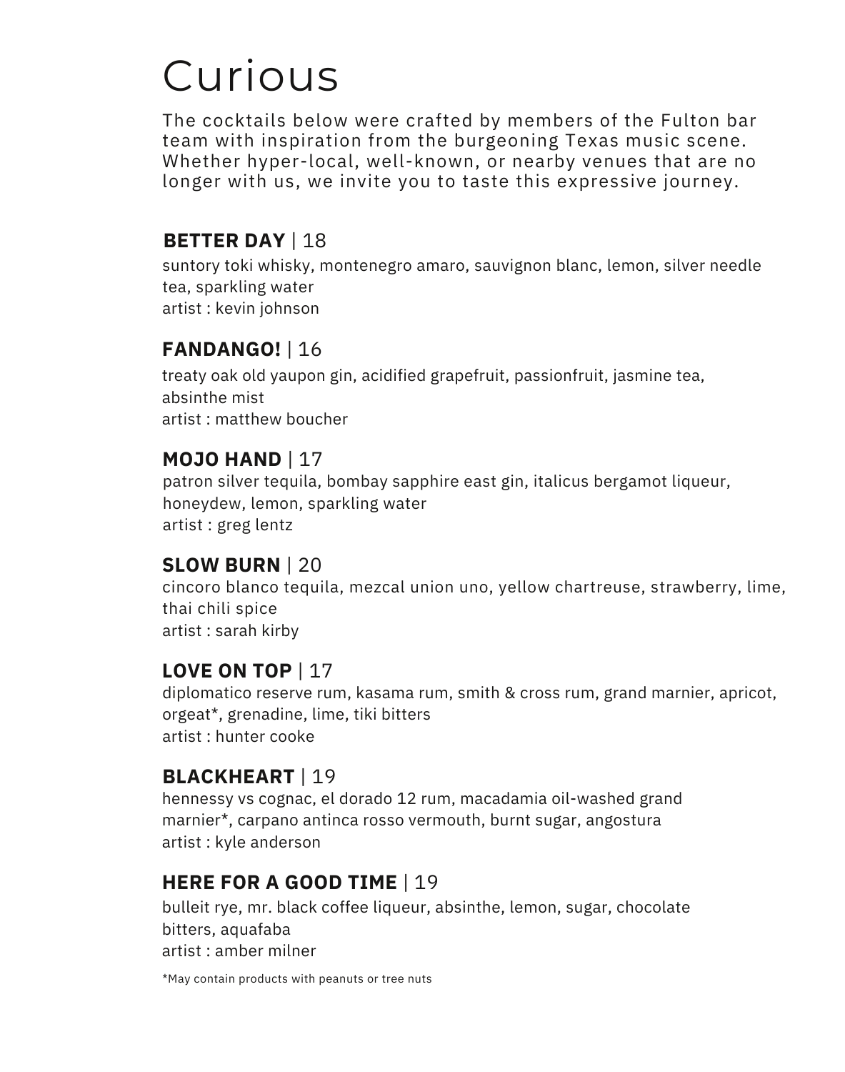# Curious

The cocktails below were crafted by members of the Fulton bar team with inspiration from the burgeoning Texas music scene. Whether hyper-local, well-known, or nearby venues that are no longer with us, we invite you to taste this expressive journey.

**BETTER DAY** | 18
suntory toki whisky, montenegro amaro, sauvignon blanc, lemon, silver needle tea, sparkling water
artist : kevin johnson

**FANDANGO!** | 16
treaty oak old yaupon gin, acidified grapefruit, passionfruit, jasmine tea, absinthe mist
artist : matthew boucher

**MOJO HAND** | 17
patron silver tequila, bombay sapphire east gin, italicus bergamot liqueur, honeydew, lemon, sparkling water
artist : greg lentz

**SLOW BURN** | 20
cincoro blanco tequila, mezcal union uno, yellow chartreuse, strawberry, lime, thai chili spice
artist : sarah kirby

**LOVE ON TOP** | 17
diplomatico reserve rum, kasama rum, smith & cross rum, grand marnier, apricot, orgeat*, grenadine, lime, tiki bitters
artist : hunter cooke

**BLACKHEART** | 19
hennessy vs cognac, el dorado 12 rum, macadamia oil-washed grand marnier*, carpano antinca rosso vermouth, burnt sugar, angostura
artist : kyle anderson

**HERE FOR A GOOD TIME** | 19
bulleit rye, mr. black coffee liqueur, absinthe, lemon, sugar, chocolate bitters, aquafaba
artist : amber milner

*May contain products with peanuts or tree nuts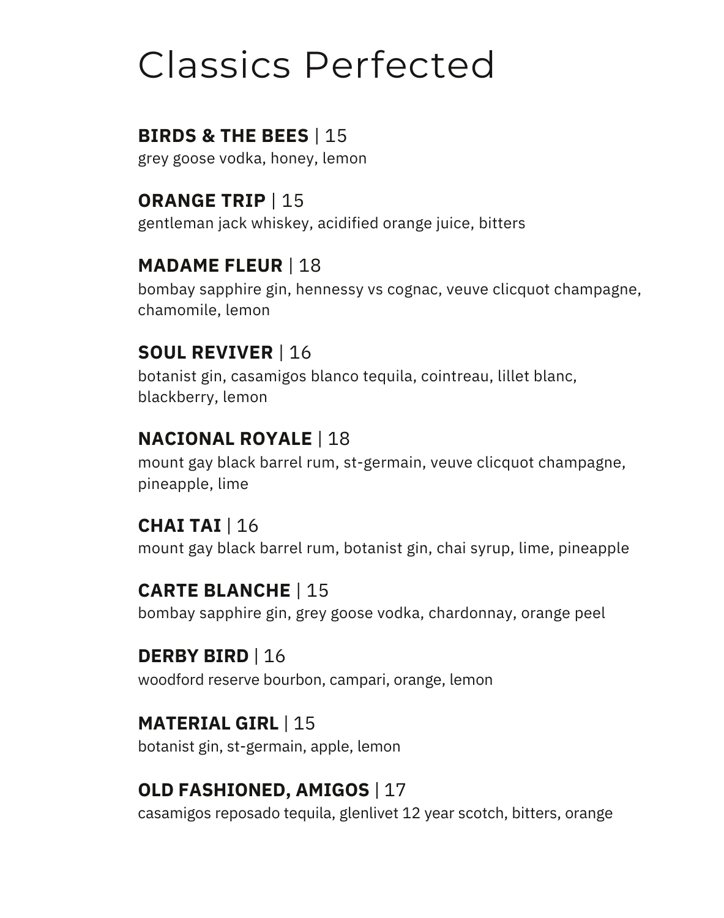# Classics Perfected

**BIRDS & THE BEES** | 15
grey goose vodka, honey, lemon

**ORANGE TRIP** | 15
gentleman jack whiskey, acidified orange juice, bitters

**MADAME FLEUR** | 18
bombay sapphire gin, hennessy vs cognac, veuve clicquot champagne, chamomile, lemon

**SOUL REVIVER** | 16
botanist gin, casamigos blanco tequila, cointreau, lillet blanc, blackberry, lemon

**NACIONAL ROYALE** | 18
mount gay black barrel rum, st-germain, veuve clicquot champagne, pineapple, lime

**CHAI TAI** | 16
mount gay black barrel rum, botanist gin, chai syrup, lime, pineapple

**CARTE BLANCHE** | 15
bombay sapphire gin, grey goose vodka, chardonnay, orange peel

**DERBY BIRD** | 16
woodford reserve bourbon, campari, orange, lemon

**MATERIAL GIRL** | 15
botanist gin, st-germain, apple, lemon

**OLD FASHIONED, AMIGOS** | 17
casamigos reposado tequila, glenlivet 12 year scotch, bitters, orange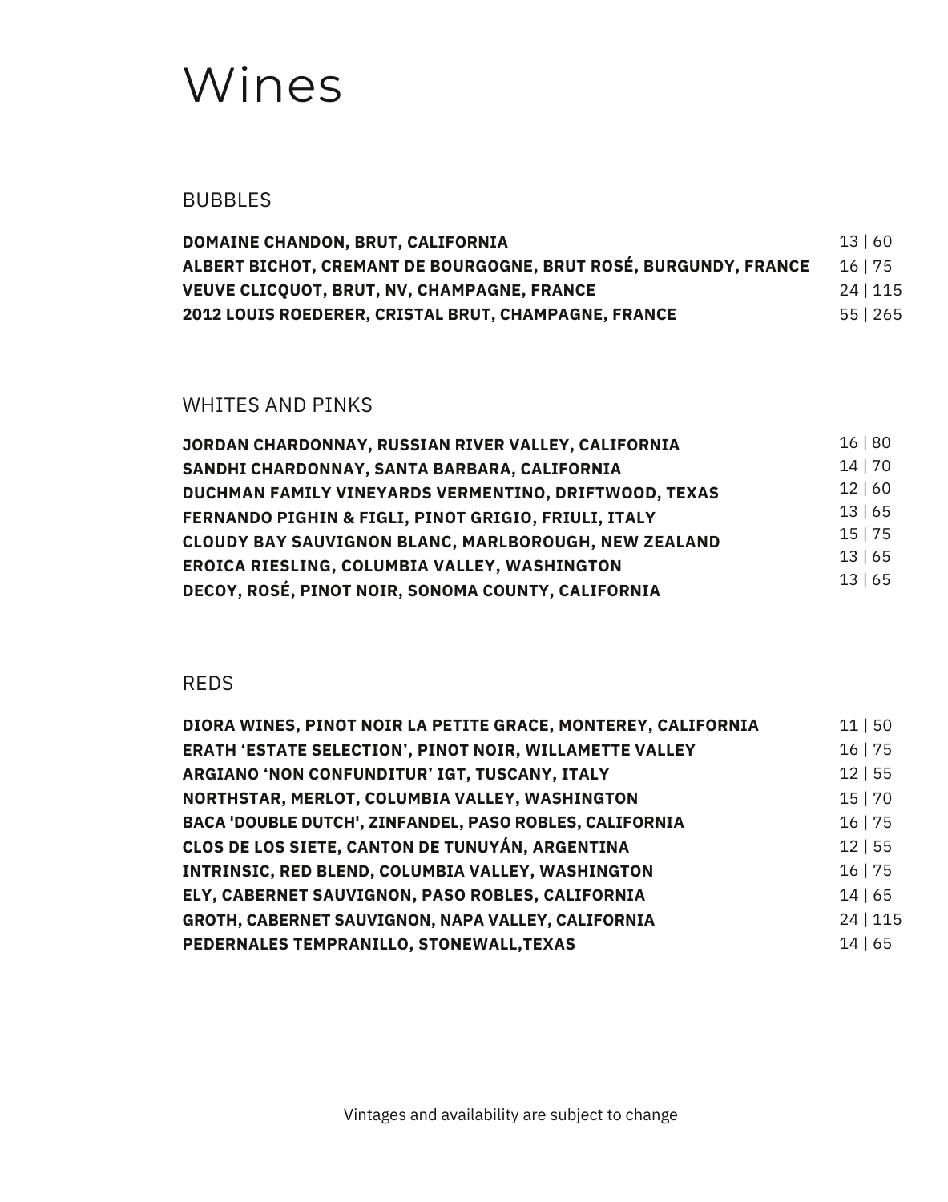# Wines

## BUBBLES

| | |
|---|---|
| **DOMAINE CHANDON, BRUT, CALIFORNIA** | 13 \| 60 |
| **ALBERT BICHOT, CREMANT DE BOURGOGNE, BRUT ROSÉ, BURGUNDY, FRANCE** | 16 \| 75 |
| **VEUVE CLICQUOT, BRUT, NV, CHAMPAGNE, FRANCE** | 24 \| 115 |
| **2012 LOUIS ROEDERER, CRISTAL BRUT, CHAMPAGNE, FRANCE** | 55 \| 265 |

## WHITES AND PINKS

| | |
|---|---|
| **JORDAN CHARDONNAY, RUSSIAN RIVER VALLEY, CALIFORNIA** | 16 \| 80 |
| **SANDHI CHARDONNAY, SANTA BARBARA, CALIFORNIA** | 14 \| 70 |
| **DUCHMAN FAMILY VINEYARDS VERMENTINO, DRIFTWOOD, TEXAS** | 12 \| 60 |
| **FERNANDO PIGHIN & FIGLI, PINOT GRIGIO, FRIULI, ITALY** | 13 \| 65 |
| **CLOUDY BAY SAUVIGNON BLANC, MARLBOROUGH, NEW ZEALAND** | 15 \| 75 |
| **EROICA RIESLING, COLUMBIA VALLEY, WASHINGTON** | 13 \| 65 |
| **DECOY, ROSÉ, PINOT NOIR, SONOMA COUNTY, CALIFORNIA** | 13 \| 65 |

## REDS

| | |
|---|---|
| **DIORA WINES, PINOT NOIR LA PETITE GRACE, MONTEREY, CALIFORNIA** | 11 \| 50 |
| **ERATH 'ESTATE SELECTION', PINOT NOIR, WILLAMETTE VALLEY** | 16 \| 75 |
| **ARGIANO 'NON CONFUNDITUR' IGT, TUSCANY, ITALY** | 12 \| 55 |
| **NORTHSTAR, MERLOT, COLUMBIA VALLEY, WASHINGTON** | 15 \| 70 |
| **BACA 'DOUBLE DUTCH', ZINFANDEL, PASO ROBLES, CALIFORNIA** | 16 \| 75 |
| **CLOS DE LOS SIETE, CANTON DE TUNUYÁN, ARGENTINA** | 12 \| 55 |
| **INTRINSIC, RED BLEND, COLUMBIA VALLEY, WASHINGTON** | 16 \| 75 |
| **ELY, CABERNET SAUVIGNON, PASO ROBLES, CALIFORNIA** | 14 \| 65 |
| **GROTH, CABERNET SAUVIGNON, NAPA VALLEY, CALIFORNIA** | 24 \| 115 |
| **PEDERNALES TEMPRANILLO, STONEWALL,TEXAS** | 14 \| 65 |

Vintages and availability are subject to change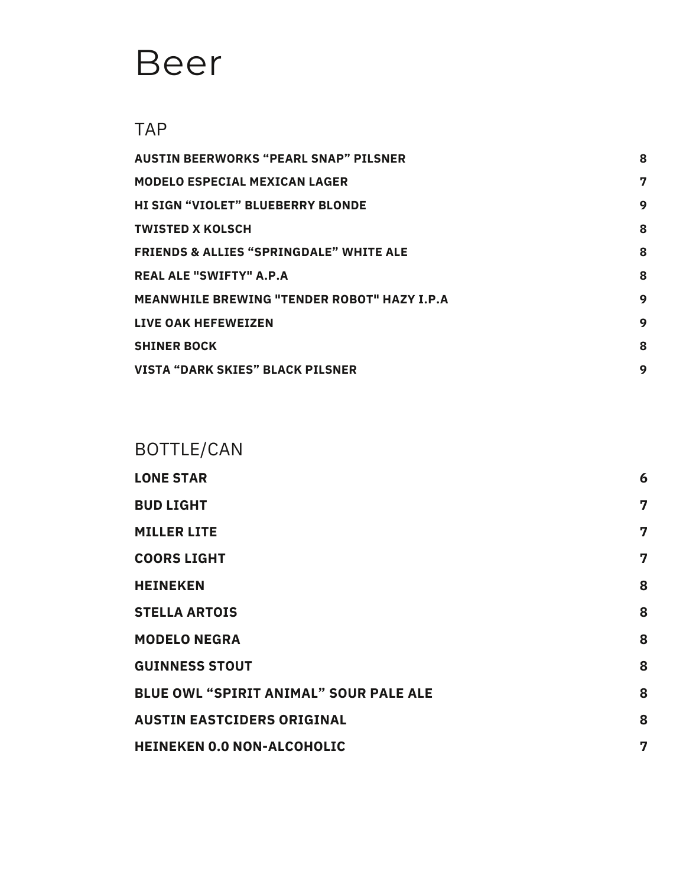# Beer

## TAP

| | |
|---|---|
| **AUSTIN BEERWORKS “PEARL SNAP” PILSNER** | **8** |
| **MODELO ESPECIAL MEXICAN LAGER** | **7** |
| **HI SIGN “VIOLET” BLUEBERRY BLONDE** | **9** |
| **TWISTED X KOLSCH** | **8** |
| **FRIENDS & ALLIES “SPRINGDALE” WHITE ALE** | **8** |
| **REAL ALE "SWIFTY" A.P.A** | **8** |
| **MEANWHILE BREWING "TENDER ROBOT" HAZY I.P.A** | **9** |
| **LIVE OAK HEFEWEIZEN** | **9** |
| **SHINER BOCK** | **8** |
| **VISTA “DARK SKIES” BLACK PILSNER** | **9** |

## BOTTLE/CAN

| | |
|---|---|
| **LONE STAR** | **6** |
| **BUD LIGHT** | **7** |
| **MILLER LITE** | **7** |
| **COORS LIGHT** | **7** |
| **HEINEKEN** | **8** |
| **STELLA ARTOIS** | **8** |
| **MODELO NEGRA** | **8** |
| **GUINNESS STOUT** | **8** |
| **BLUE OWL “SPIRIT ANIMAL” SOUR PALE ALE** | **8** |
| **AUSTIN EASTCIDERS ORIGINAL** | **8** |
| **HEINEKEN 0.0 NON-ALCOHOLIC** | **7** |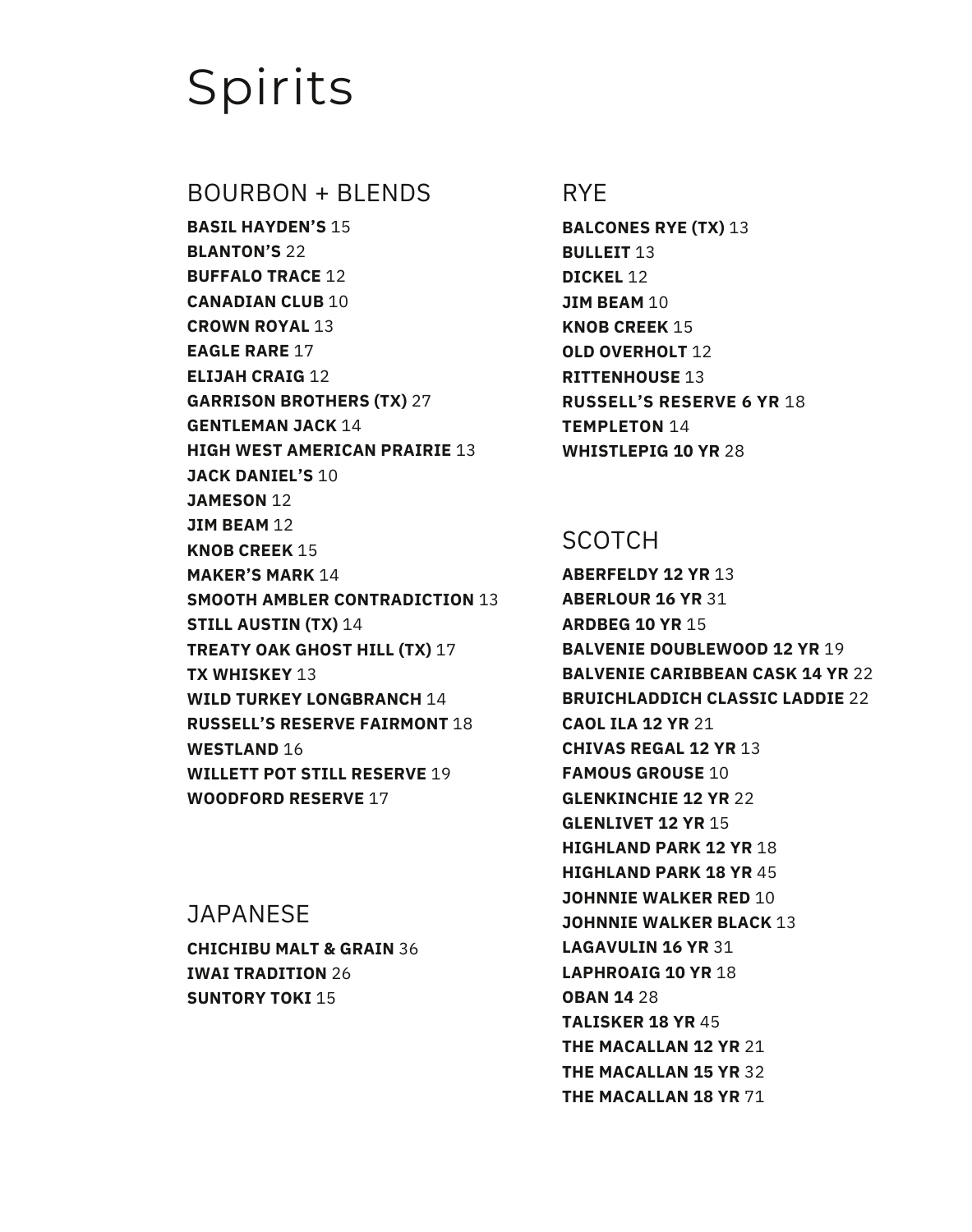# Spirits

## BOURBON + BLENDS

**BASIL HAYDEN'S** 15
**BLANTON'S** 22
**BUFFALO TRACE** 12
**CANADIAN CLUB** 10
**CROWN ROYAL** 13
**EAGLE RARE** 17
**ELIJAH CRAIG** 12
**GARRISON BROTHERS (TX)** 27
**GENTLEMAN JACK** 14
**HIGH WEST AMERICAN PRAIRIE** 13
**JACK DANIEL'S** 10
**JAMESON** 12
**JIM BEAM** 12
**KNOB CREEK** 15
**MAKER'S MARK** 14
**SMOOTH AMBLER CONTRADICTION** 13
**STILL AUSTIN (TX)** 14
**TREATY OAK GHOST HILL (TX)** 17
**TX WHISKEY** 13
**WILD TURKEY LONGBRANCH** 14
**RUSSELL'S RESERVE FAIRMONT** 18
**WESTLAND** 16
**WILLETT POT STILL RESERVE** 19
**WOODFORD RESERVE** 17

## JAPANESE

**CHICHIBU MALT & GRAIN** 36
**IWAI TRADITION** 26
**SUNTORY TOKI** 15

## RYE

**BALCONES RYE (TX)** 13
**BULLEIT** 13
**DICKEL** 12
**JIM BEAM** 10
**KNOB CREEK** 15
**OLD OVERHOLT** 12
**RITTENHOUSE** 13
**RUSSELL'S RESERVE 6 YR** 18
**TEMPLETON** 14
**WHISTLEPIG 10 YR** 28

## SCOTCH

**ABERFELDY 12 YR** 13
**ABERLOUR 16 YR** 31
**ARDBEG 10 YR** 15
**BALVENIE DOUBLEWOOD 12 YR** 19
**BALVENIE CARIBBEAN CASK 14 YR** 22
**BRUICHLADDICH CLASSIC LADDIE** 22
**CAOL ILA 12 YR** 21
**CHIVAS REGAL 12 YR** 13
**FAMOUS GROUSE** 10
**GLENKINCHIE 12 YR** 22
**GLENLIVET 12 YR** 15
**HIGHLAND PARK 12 YR** 18
**HIGHLAND PARK 18 YR** 45
**JOHNNIE WALKER RED** 10
**JOHNNIE WALKER BLACK** 13
**LAGAVULIN 16 YR** 31
**LAPHROAIG 10 YR** 18
**OBAN 14** 28
**TALISKER 18 YR** 45
**THE MACALLAN 12 YR** 21
**THE MACALLAN 15 YR** 32
**THE MACALLAN 18 YR** 71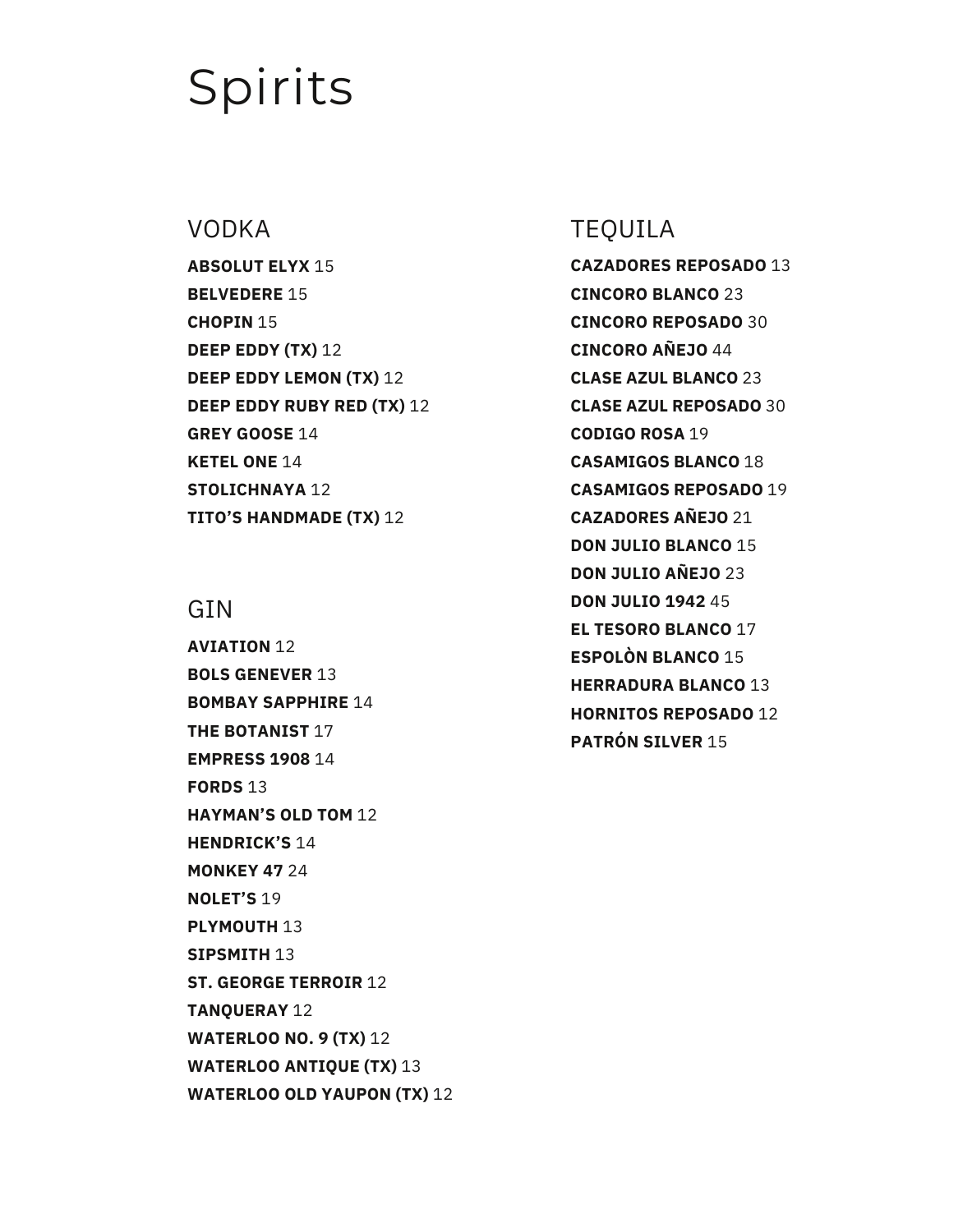# Spirits

## VODKA

**ABSOLUT ELYX** 15
**BELVEDERE** 15
**CHOPIN** 15
**DEEP EDDY (TX)** 12
**DEEP EDDY LEMON (TX)** 12
**DEEP EDDY RUBY RED (TX)** 12
**GREY GOOSE** 14
**KETEL ONE** 14
**STOLICHNAYA** 12
**TITO'S HANDMADE (TX)** 12

## GIN

**AVIATION** 12
**BOLS GENEVER** 13
**BOMBAY SAPPHIRE** 14
**THE BOTANIST** 17
**EMPRESS 1908** 14
**FORDS** 13
**HAYMAN'S OLD TOM** 12
**HENDRICK'S** 14
**MONKEY 47** 24
**NOLET'S** 19
**PLYMOUTH** 13
**SIPSMITH** 13
**ST. GEORGE TERROIR** 12
**TANQUERAY** 12
**WATERLOO NO. 9 (TX)** 12
**WATERLOO ANTIQUE (TX)** 13
**WATERLOO OLD YAUPON (TX)** 12

## TEQUILA

**CAZADORES REPOSADO** 13
**CINCORO BLANCO** 23
**CINCORO REPOSADO** 30
**CINCORO AÑEJO** 44
**CLASE AZUL BLANCO** 23
**CLASE AZUL REPOSADO** 30
**CODIGO ROSA** 19
**CASAMIGOS BLANCO** 18
**CASAMIGOS REPOSADO** 19
**CAZADORES AÑEJO** 21
**DON JULIO BLANCO** 15
**DON JULIO AÑEJO** 23
**DON JULIO 1942** 45
**EL TESORO BLANCO** 17
**ESPOLÒN BLANCO** 15
**HERRADURA BLANCO** 13
**HORNITOS REPOSADO** 12
**PATRÓN SILVER** 15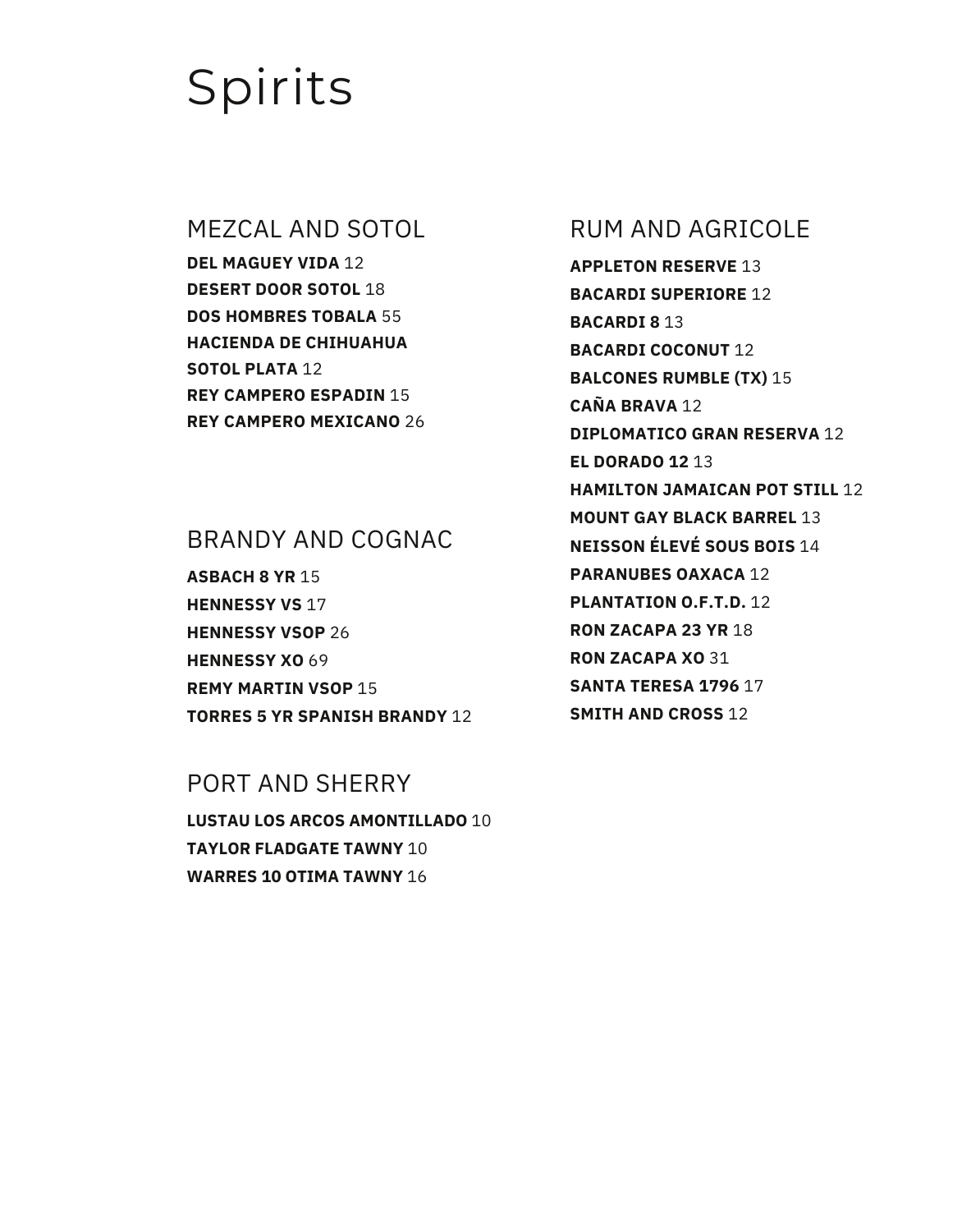# Spirits

## MEZCAL AND SOTOL

**DEL MAGUEY VIDA** 12
**DESERT DOOR SOTOL** 18
**DOS HOMBRES TOBALA** 55
**HACIENDA DE CHIHUAHUA SOTOL PLATA** 12
**REY CAMPERO ESPADIN** 15
**REY CAMPERO MEXICANO** 26

## BRANDY AND COGNAC

**ASBACH 8 YR** 15
**HENNESSY VS** 17
**HENNESSY VSOP** 26
**HENNESSY XO** 69
**REMY MARTIN VSOP** 15
**TORRES 5 YR SPANISH BRANDY** 12

## PORT AND SHERRY

**LUSTAU LOS ARCOS AMONTILLADO** 10
**TAYLOR FLADGATE TAWNY** 10
**WARRES 10 OTIMA TAWNY** 16

## RUM AND AGRICOLE

**APPLETON RESERVE** 13
**BACARDI SUPERIORE** 12
**BACARDI 8** 13
**BACARDI COCONUT** 12
**BALCONES RUMBLE (TX)** 15
**CAÑA BRAVA** 12
**DIPLOMATICO GRAN RESERVA** 12
**EL DORADO 12** 13
**HAMILTON JAMAICAN POT STILL** 12
**MOUNT GAY BLACK BARREL** 13
**NEISSON ÉLEVÉ SOUS BOIS** 14
**PARANUBES OAXACA** 12
**PLANTATION O.F.T.D.** 12
**RON ZACAPA 23 YR** 18
**RON ZACAPA XO** 31
**SANTA TERESA 1796** 17
**SMITH AND CROSS** 12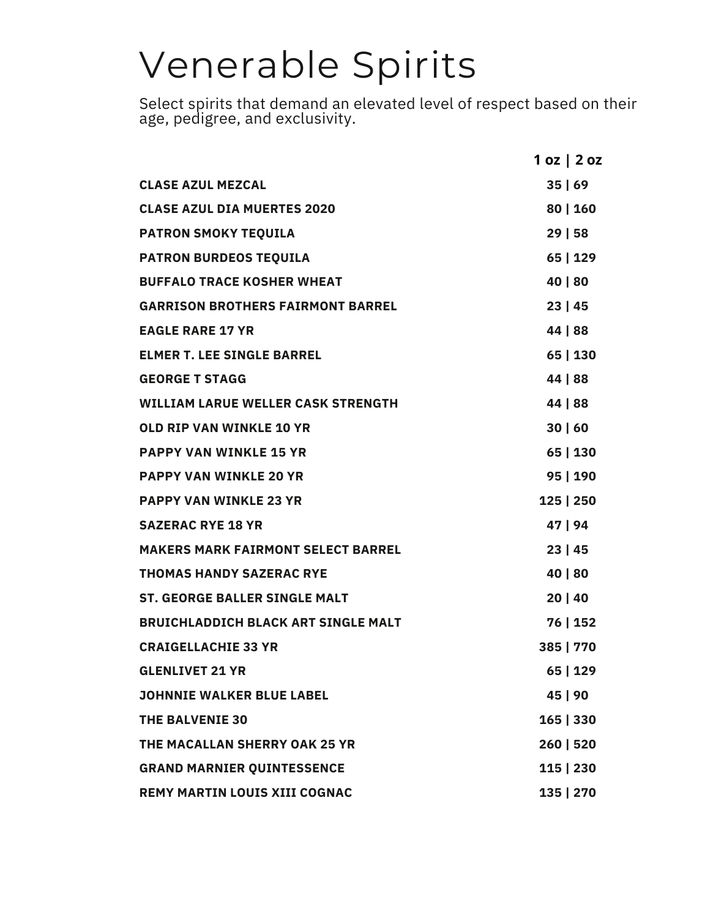# Venerable Spirits

Select spirits that demand an elevated level of respect based on their age, pedigree, and exclusivity.

| | 1 oz \| 2 oz |
|---|---|
| **CLASE AZUL MEZCAL** | **35 \| 69** |
| **CLASE AZUL DIA MUERTES 2020** | **80 \| 160** |
| **PATRON SMOKY TEQUILA** | **29 \| 58** |
| **PATRON BURDEOS TEQUILA** | **65 \| 129** |
| **BUFFALO TRACE KOSHER WHEAT** | **40 \| 80** |
| **GARRISON BROTHERS FAIRMONT BARREL** | **23 \| 45** |
| **EAGLE RARE 17 YR** | **44 \| 88** |
| **ELMER T. LEE SINGLE BARREL** | **65 \| 130** |
| **GEORGE T STAGG** | **44 \| 88** |
| **WILLIAM LARUE WELLER CASK STRENGTH** | **44 \| 88** |
| **OLD RIP VAN WINKLE 10 YR** | **30 \| 60** |
| **PAPPY VAN WINKLE 15 YR** | **65 \| 130** |
| **PAPPY VAN WINKLE 20 YR** | **95 \| 190** |
| **PAPPY VAN WINKLE 23 YR** | **125 \| 250** |
| **SAZERAC RYE 18 YR** | **47 \| 94** |
| **MAKERS MARK FAIRMONT SELECT BARREL** | **23 \| 45** |
| **THOMAS HANDY SAZERAC RYE** | **40 \| 80** |
| **ST. GEORGE BALLER SINGLE MALT** | **20 \| 40** |
| **BRUICHLADDICH BLACK ART SINGLE MALT** | **76 \| 152** |
| **CRAIGELLACHIE 33 YR** | **385 \| 770** |
| **GLENLIVET 21 YR** | **65 \| 129** |
| **JOHNNIE WALKER BLUE LABEL** | **45 \| 90** |
| **THE BALVENIE 30** | **165 \| 330** |
| **THE MACALLAN SHERRY OAK 25 YR** | **260 \| 520** |
| **GRAND MARNIER QUINTESSENCE** | **115 \| 230** |
| **REMY MARTIN LOUIS XIII COGNAC** | **135 \| 270** |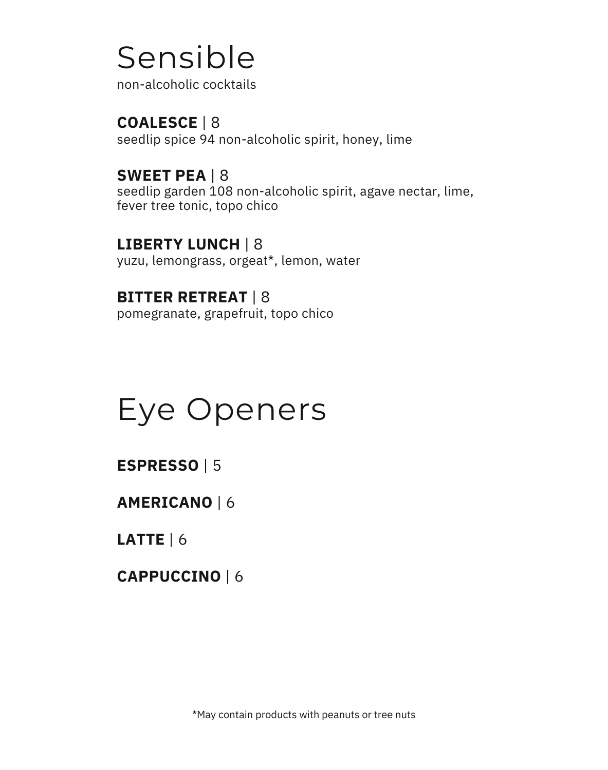# Sensible

non-alcoholic cocktails

**COALESCE** | 8
seedlip spice 94 non-alcoholic spirit, honey, lime

**SWEET PEA** | 8
seedlip garden 108 non-alcoholic spirit, agave nectar, lime, fever tree tonic, topo chico

**LIBERTY LUNCH** | 8
yuzu, lemongrass, orgeat*, lemon, water

**BITTER RETREAT** | 8
pomegranate, grapefruit, topo chico

# Eye Openers

**ESPRESSO** | 5

**AMERICANO** | 6

**LATTE** | 6

**CAPPUCCINO** | 6

*May contain products with peanuts or tree nuts